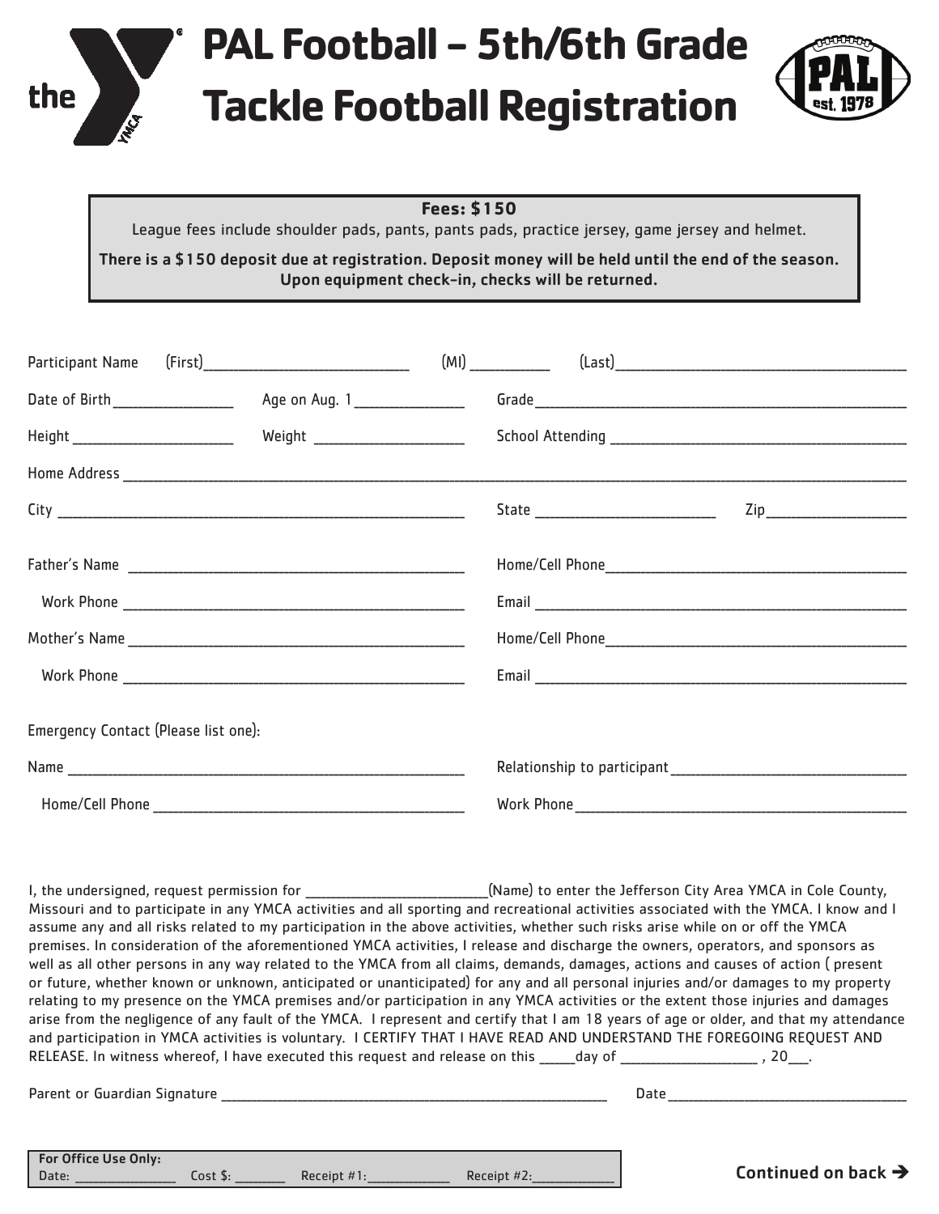# PAL Football – 5th/6th Grade Tackle Football Registration

PAL est. 1978

**Fees: $150**

League fees include shoulder pads, pants, pants pads, practice jersey, game jersey and helmet.

**There is a $150 deposit due at registration. Deposit money will be held until the end of the season. Upon equipment check-in, checks will be returned.**

Participant Name (First)____________________ (MI) ________ (Last)______________________________

Date of Birth ______________ Age on Aug. 1 ______________ Grade ______________________________

Height ______________ Weight ______________ School Attending ______________________________

Home Address ________________________________________________________________________

City ______________________________ State ______________ Zip ______________

Father's Name ______________________________ Home/Cell Phone ______________________________

Work Phone ______________________________ Email ______________________________

Mother's Name ______________________________ Home/Cell Phone ______________________________

Work Phone ______________________________ Email ______________________________

Emergency Contact (Please list one):

Name ______________________________ Relationship to participant ______________________________

Home/Cell Phone ______________________________ Work Phone ______________________________

I, the undersigned, request permission for ____________________(Name) to enter the Jefferson City Area YMCA in Cole County, Missouri and to participate in any YMCA activities and all sporting and recreational activities associated with the YMCA. I know and I assume any and all risks related to my participation in the above activities, whether such risks arise while on or off the YMCA premises. In consideration of the aforementioned YMCA activities, I release and discharge the owners, operators, and sponsors as well as all other persons in any way related to the YMCA from all claims, demands, damages, actions and causes of action ( present or future, whether known or unknown, anticipated or unanticipated) for any and all personal injuries and/or damages to my property relating to my presence on the YMCA premises and/or participation in any YMCA activities or the extent those injuries and damages arise from the negligence of any fault of the YMCA. I represent and certify that I am 18 years of age or older, and that my attendance and participation in YMCA activities is voluntary. I CERTIFY THAT I HAVE READ AND UNDERSTAND THE FOREGOING REQUEST AND RELEASE. In witness whereof, I have executed this request and release on this _____day of ______________ , 20___.

Parent or Guardian Signature ______________________________ Date ______________________________

**For Office Use Only:**
Date: ____________ Cost $: ________ Receipt #1:____________ Receipt #2:____________

**Continued on back ➔**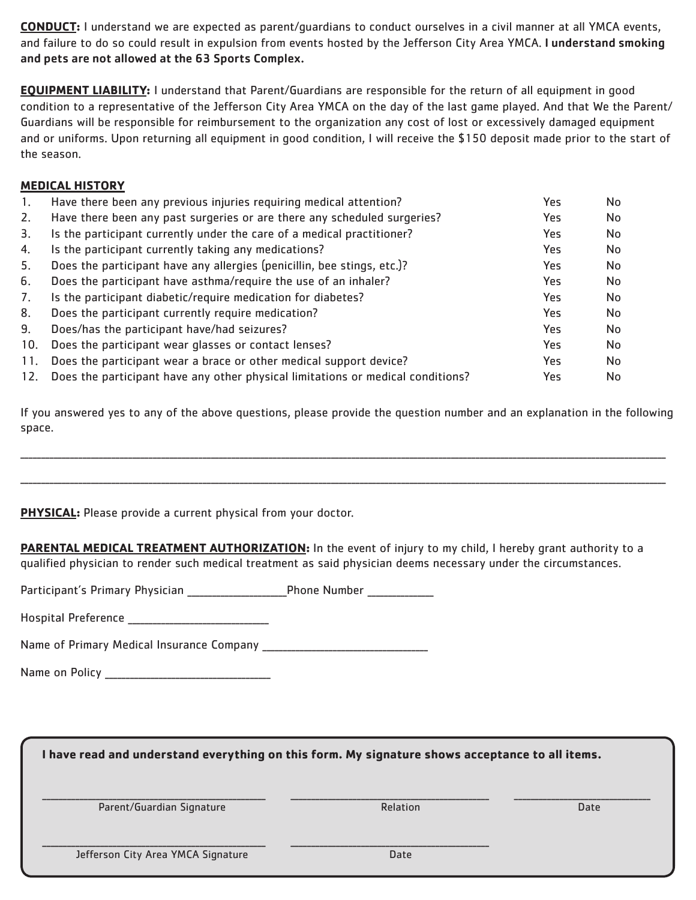**CONDUCT:** I understand we are expected as parent/guardians to conduct ourselves in a civil manner at all YMCA events, and failure to do so could result in expulsion from events hosted by the Jefferson City Area YMCA. **I understand smoking and pets are not allowed at the 63 Sports Complex.**

**EQUIPMENT LIABILITY:** I understand that Parent/Guardians are responsible for the return of all equipment in good condition to a representative of the Jefferson City Area YMCA on the day of the last game played. And that We the Parent/Guardians will be responsible for reimbursement to the organization any cost of lost or excessively damaged equipment and or uniforms. Upon returning all equipment in good condition, I will receive the $150 deposit made prior to the start of the season.

**MEDICAL HISTORY**

| | | | |
|---|---|---|---|
| 1. | Have there been any previous injuries requiring medical attention? | Yes | No |
| 2. | Have there been any past surgeries or are there any scheduled surgeries? | Yes | No |
| 3. | Is the participant currently under the care of a medical practitioner? | Yes | No |
| 4. | Is the participant currently taking any medications? | Yes | No |
| 5. | Does the participant have any allergies (penicillin, bee stings, etc.)? | Yes | No |
| 6. | Does the participant have asthma/require the use of an inhaler? | Yes | No |
| 7. | Is the participant diabetic/require medication for diabetes? | Yes | No |
| 8. | Does the participant currently require medication? | Yes | No |
| 9. | Does/has the participant have/had seizures? | Yes | No |
| 10. | Does the participant wear glasses or contact lenses? | Yes | No |
| 11. | Does the participant wear a brace or other medical support device? | Yes | No |
| 12. | Does the participant have any other physical limitations or medical conditions? | Yes | No |

If you answered yes to any of the above questions, please provide the question number and an explanation in the following space.

____________________________________________________________________________________________

____________________________________________________________________________________________

**PHYSICAL:** Please provide a current physical from your doctor.

**PARENTAL MEDICAL TREATMENT AUTHORIZATION:** In the event of injury to my child, I hereby grant authority to a qualified physician to render such medical treatment as said physician deems necessary under the circumstances.

Participant's Primary Physician ________________ Phone Number ___________

Hospital Preference ________________________

Name of Primary Medical Insurance Company ____________________________

Name on Policy ____________________________

**I have read and understand everything on this form. My signature shows acceptance to all items.**

____________________________ Parent/Guardian Signature

____________________________ Relation

____________________ Date

____________________________ Jefferson City Area YMCA Signature

____________________________ Date